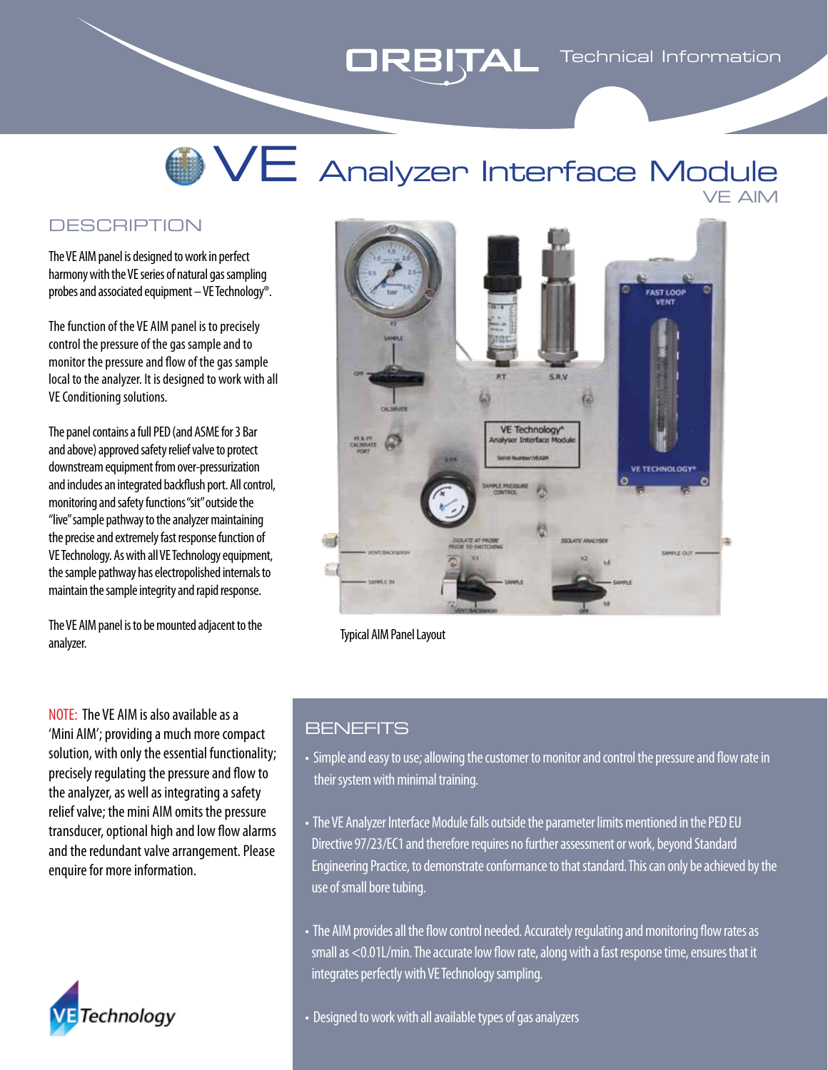# VE Analyzer Interface Module

VE AIM

## DESCRIPTION

The VE AIM panel is designed to work in perfect harmony with the VE series of natural gas sampling probes and associated equipment – VE Technology®.

The function of the VE AIM panel is to precisely control the pressure of the gas sample and to monitor the pressure and flow of the gas sample local to the analyzer. It is designed to work with all VE Conditioning solutions.

The panel contains a full PED (and ASME for 3 Bar and above) approved safety relief valve to protect downstream equipment from over-pressurization and includes an integrated backflush port. All control, monitoring and safety functions "sit" outside the "live" sample pathway to the analyzer maintaining the precise and extremely fast response function of VE Technology. As with all VE Technology equipment, the sample pathway has electropolished internals to maintain the sample integrity and rapid response.

The VE AIM panel is to be mounted adjacent to the analyzer.

Typical AIM Panel Layout

NOTE: The VE AIM is also available as a 'Mini AIM'; providing a much more compact solution, with only the essential functionality; precisely regulating the pressure and flow to the analyzer, as well as integrating a safety relief valve; the mini AIM omits the pressure transducer, optional high and low flow alarms and the redundant valve arrangement. Please enquire for more information.

## BENEFITS

- Simple and easy to use; allowing the customer to monitor and control the pressure and flow rate in their system with minimal training.
- The VE Analyzer Interface Module falls outside the parameter limits mentioned in the PED EU Directive 97/23/EC1 and therefore requires no further assessment or work, beyond Standard Engineering Practice, to demonstrate conformance to that standard. This can only be achieved by the use of small bore tubing.
- The AIM provides all the flow control needed. Accurately regulating and monitoring flow rates as small as <0.01L/min. The accurate low flow rate, along with a fast response time, ensures that it integrates perfectly with VE Technology sampling.
- Designed to work with all available types of gas analyzers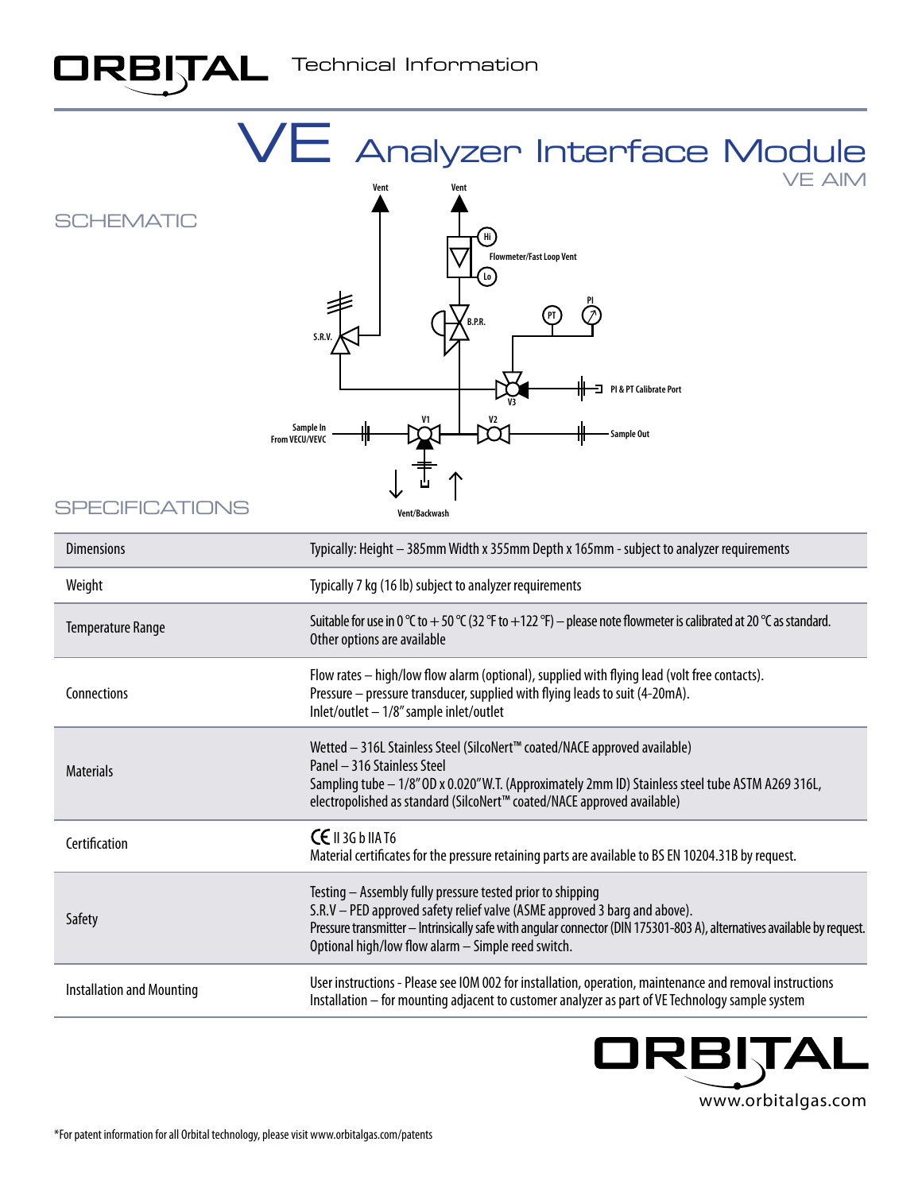# ORBITAL Technical Information

# VE Analyzer Interface Module

VE AIM

## SCHEMATIC

Vent

Vent

Hi

Flowmeter/Fast Loop Vent

Lo

B.P.R.

PT

PI

S.R.V.

PI & PT Calibrate Port

V3

Sample In From VECU/VEVC

V1

V2

Sample Out

Vent/Backwash

## SPECIFICATIONS

| | |
|---|---|
| Dimensions | Typically: Height – 385mm Width x 355mm Depth x 165mm - subject to analyzer requirements |
| Weight | Typically 7 kg (16 lb) subject to analyzer requirements |
| Temperature Range | Suitable for use in 0 °C to + 50 °C (32 °F to +122 °F) – please note flowmeter is calibrated at 20 °C as standard. Other options are available |
| Connections | Flow rates – high/low flow alarm (optional), supplied with flying lead (volt free contacts).<br>Pressure – pressure transducer, supplied with flying leads to suit (4-20mA).<br>Inlet/outlet – 1/8" sample inlet/outlet |
| Materials | Wetted – 316L Stainless Steel (SilcoNert™ coated/NACE approved available)<br>Panel – 316 Stainless Steel<br>Sampling tube – 1/8" OD x 0.020" W.T. (Approximately 2mm ID) Stainless steel tube ASTM A269 316L, electropolished as standard (SilcoNert™ coated/NACE approved available) |
| Certification | CE II 3G b IIA T6<br>Material certificates for the pressure retaining parts are available to BS EN 10204.31B by request. |
| Safety | Testing – Assembly fully pressure tested prior to shipping<br>S.R.V – PED approved safety relief valve (ASME approved 3 barg and above).<br>Pressure transmitter – Intrinsically safe with angular connector (DIN 175301-803 A), alternatives available by request.<br>Optional high/low flow alarm – Simple reed switch. |
| Installation and Mounting | User instructions - Please see IOM 002 for installation, operation, maintenance and removal instructions<br>Installation – for mounting adjacent to customer analyzer as part of VE Technology sample system |

ORBITAL

www.orbitalgas.com

*For patent information for all Orbital technology, please visit www.orbitalgas.com/patents